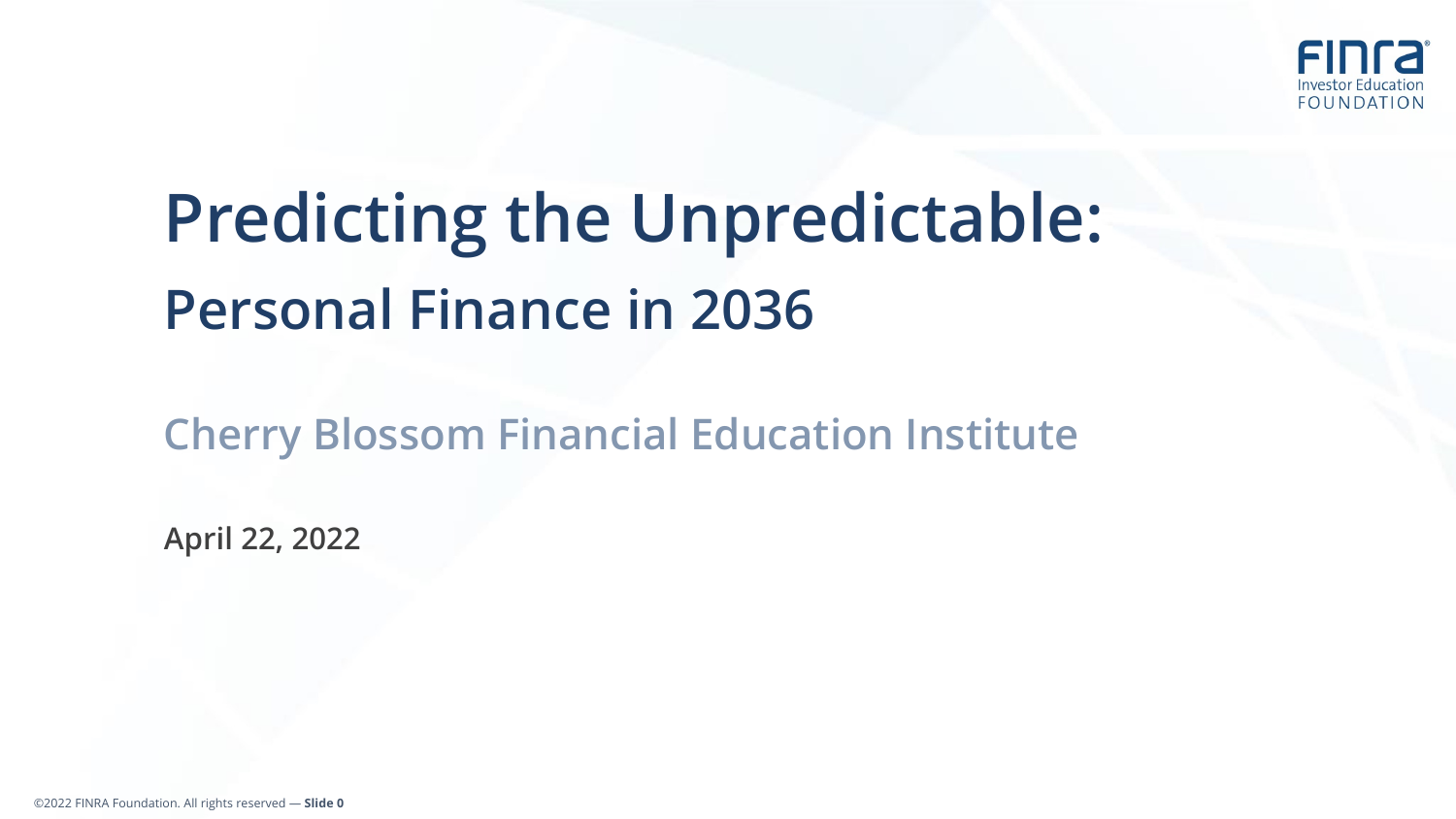FINRA Investor Education FOUNDATION

# Predicting the Unpredictable:

## Personal Finance in 2036

### Cherry Blossom Financial Education Institute

**April 22, 2022**

©2022 FINRA Foundation. All rights reserved — **Slide 0**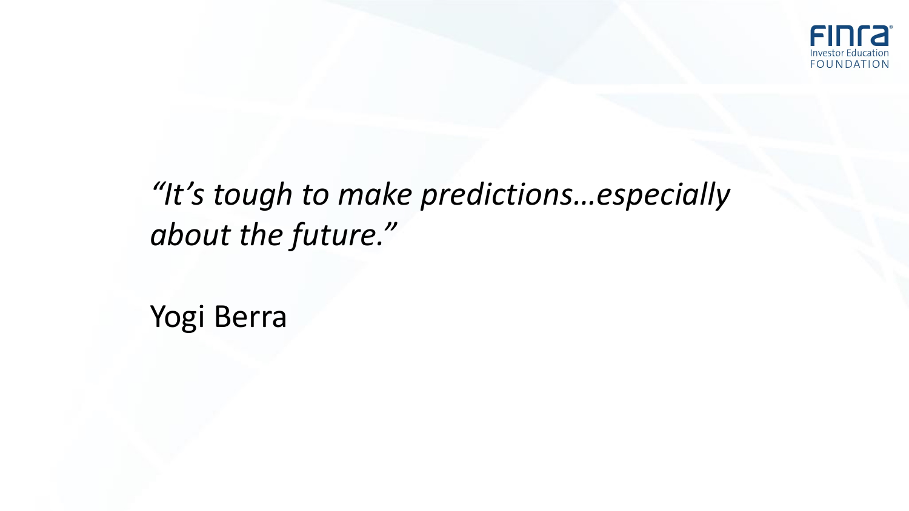*"It's tough to make predictions…especially about the future."*

Yogi Berra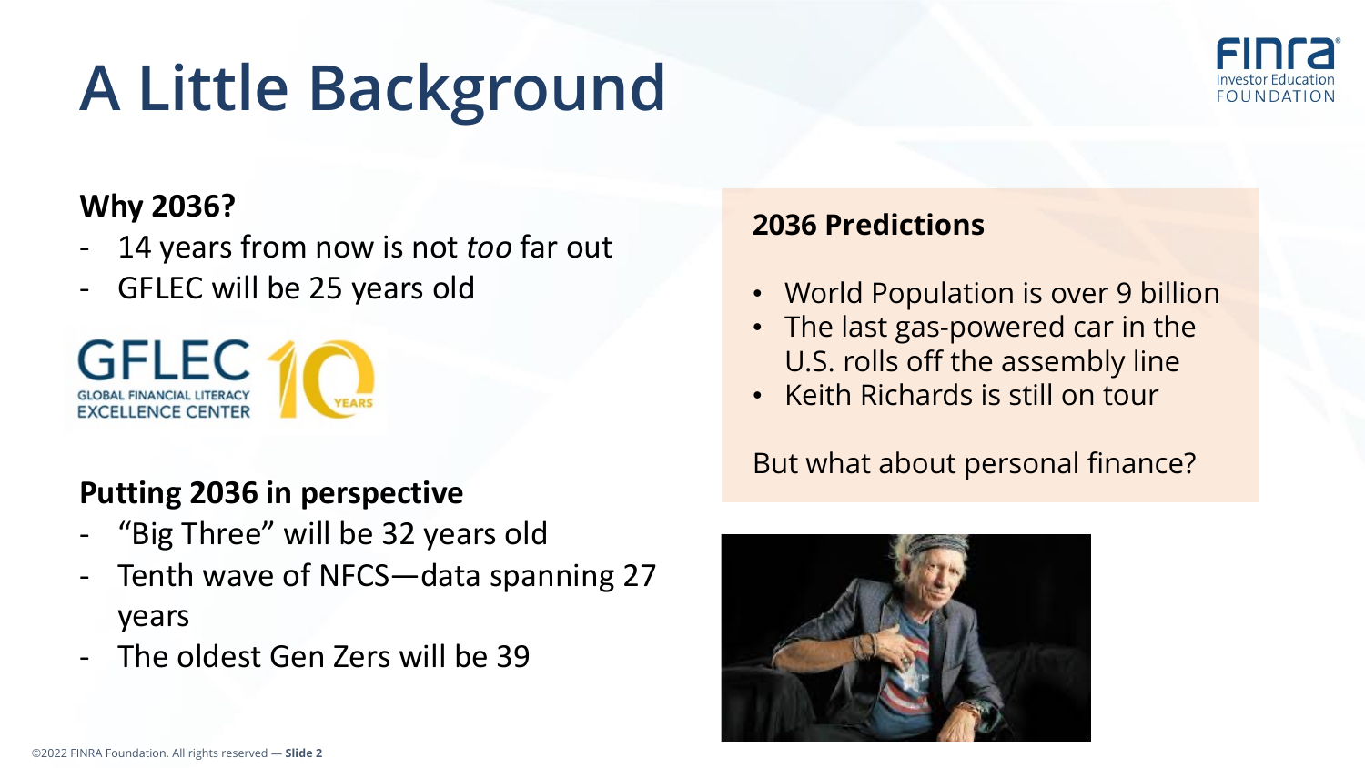# A Little Background

**Why 2036?**

- 14 years from now is not *too* far out
- GFLEC will be 25 years old

GFLEC GLOBAL FINANCIAL LITERACY EXCELLENCE CENTER 10 YEARS

**Putting 2036 in perspective**

- "Big Three" will be 32 years old
- Tenth wave of NFCS—data spanning 27 years
- The oldest Gen Zers will be 39

**2036 Predictions**

- World Population is over 9 billion
- The last gas-powered car in the U.S. rolls off the assembly line
- Keith Richards is still on tour

But what about personal finance?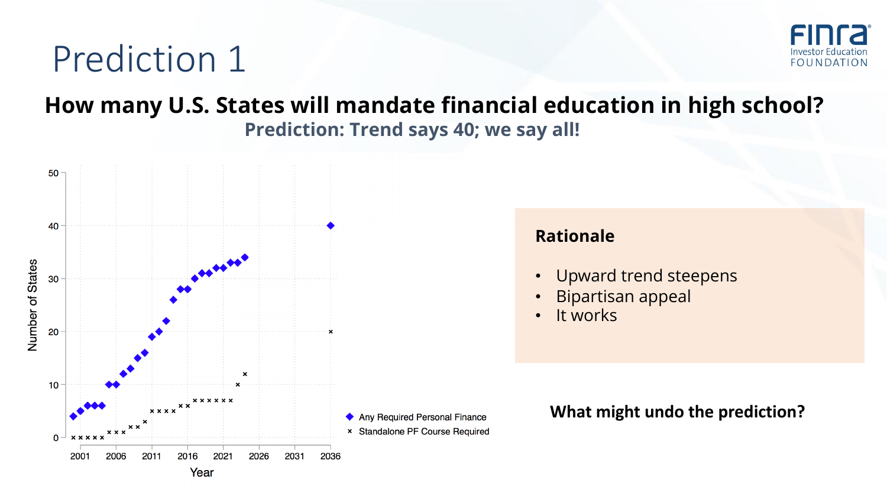# Prediction 1

## How many U.S. States will mandate financial education in high school?

### Prediction: Trend says 40; we say all!

**Rationale**

- Upward trend steepens
- Bipartisan appeal
- It works

**What might undo the prediction?**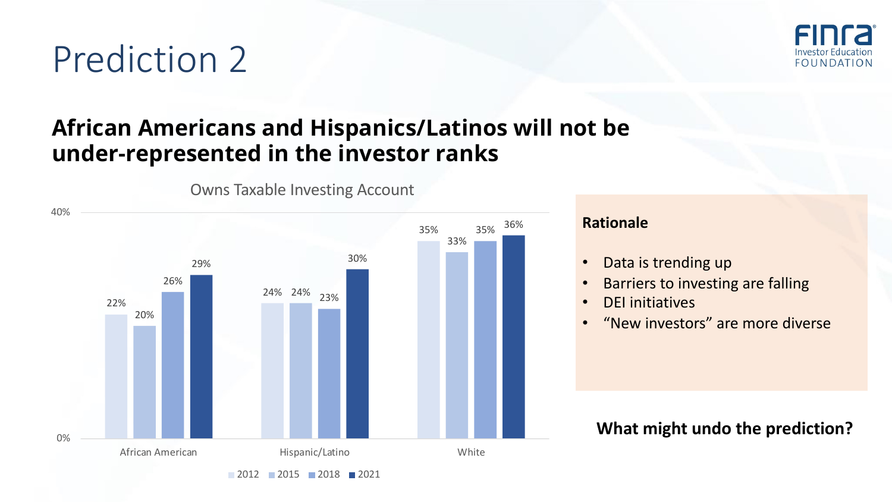# Prediction 2

## African Americans and Hispanics/Latinos will not be under-represented in the investor ranks

**Owns Taxable Investing Account**

| | 2012 | 2015 | 2018 | 2021 |
|---|---|---|---|---|
| African American | 22% | 20% | 26% | 29% |
| Hispanic/Latino | 24% | 24% | 23% | 30% |
| White | 35% | 33% | 35% | 36% |

**Rationale**

- Data is trending up
- Barriers to investing are falling
- DEI initiatives
- "New investors" are more diverse

**What might undo the prediction?**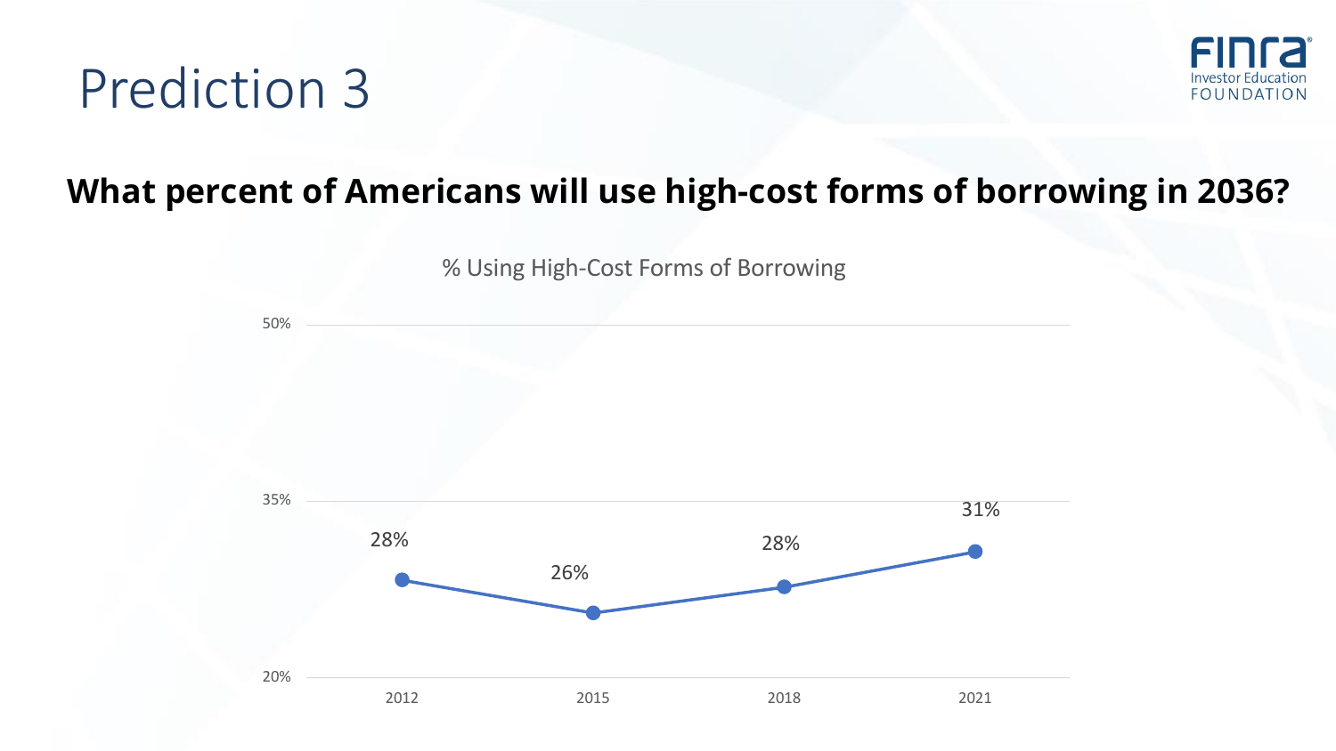# Prediction 3

**What percent of Americans will use high-cost forms of borrowing in 2036?**

% Using High-Cost Forms of Borrowing

| Year | % |
|---|---|
| 2012 | 28% |
| 2015 | 26% |
| 2018 | 28% |
| 2021 | 31% |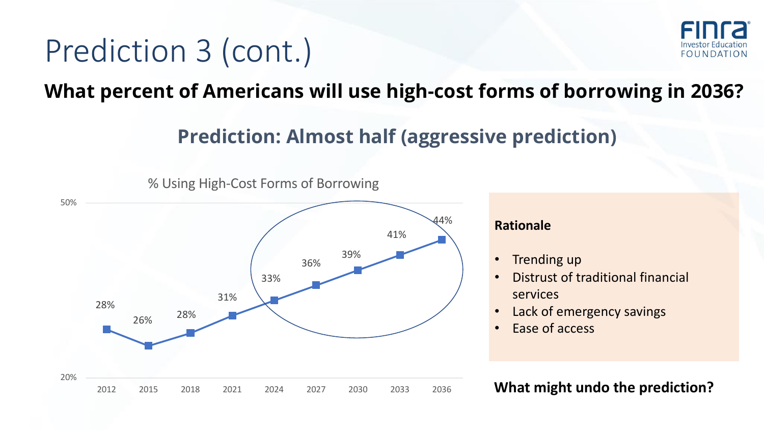# Prediction 3 (cont.)

**What percent of Americans will use high-cost forms of borrowing in 2036?**

## Prediction: Almost half (aggressive prediction)

% Using High-Cost Forms of Borrowing

| Year | % |
|---|---|
| 2012 | 28% |
| 2015 | 26% |
| 2018 | 28% |
| 2021 | 31% |
| 2024 | 33% |
| 2027 | 36% |
| 2030 | 39% |
| 2033 | 41% |
| 2036 | 44% |

**Rationale**

- Trending up
- Distrust of traditional financial services
- Lack of emergency savings
- Ease of access

**What might undo the prediction?**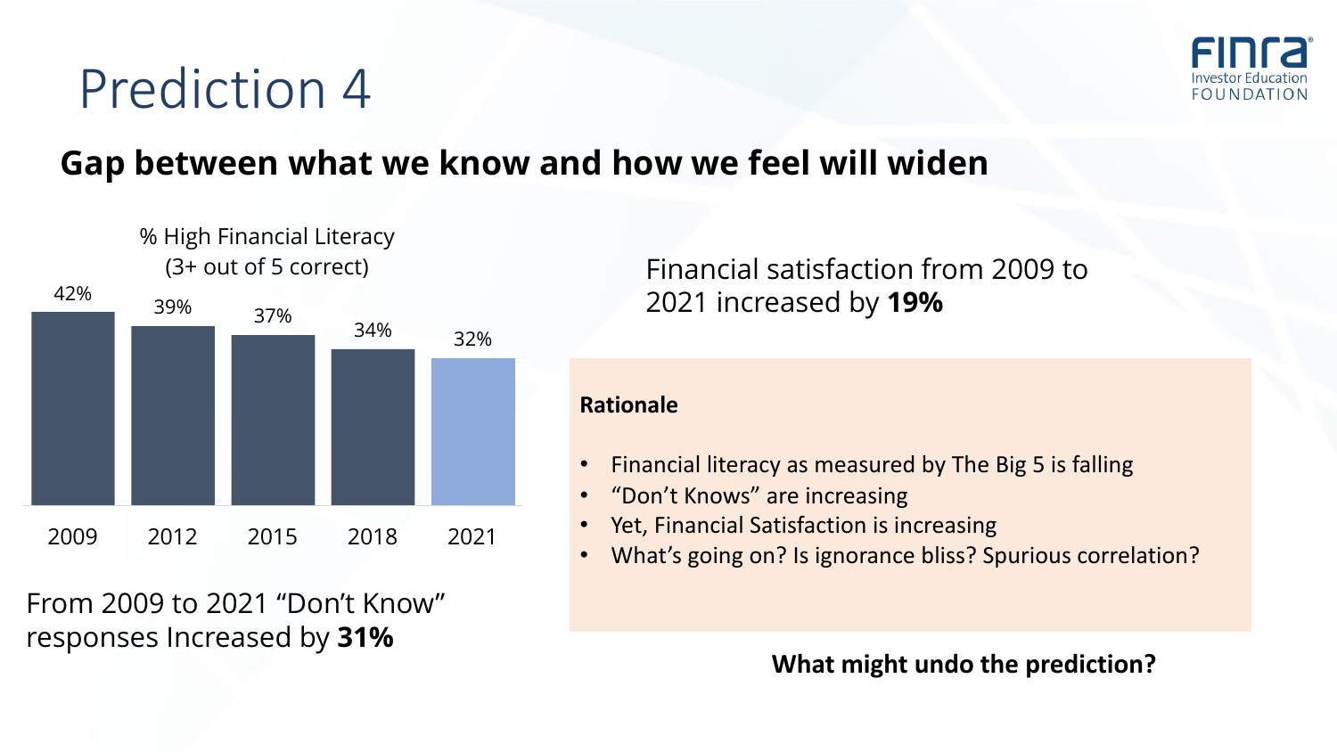# Prediction 4

## Gap between what we know and how we feel will widen

% High Financial Literacy (3+ out of 5 correct)

| 2009 | 2012 | 2015 | 2018 | 2021 |
|---|---|---|---|---|
| 42% | 39% | 37% | 34% | 32% |

From 2009 to 2021 "Don't Know" responses Increased by **31%**

Financial satisfaction from 2009 to 2021 increased by **19%**

**Rationale**

- Financial literacy as measured by The Big 5 is falling
- "Don't Knows" are increasing
- Yet, Financial Satisfaction is increasing
- What's going on? Is ignorance bliss? Spurious correlation?

**What might undo the prediction?**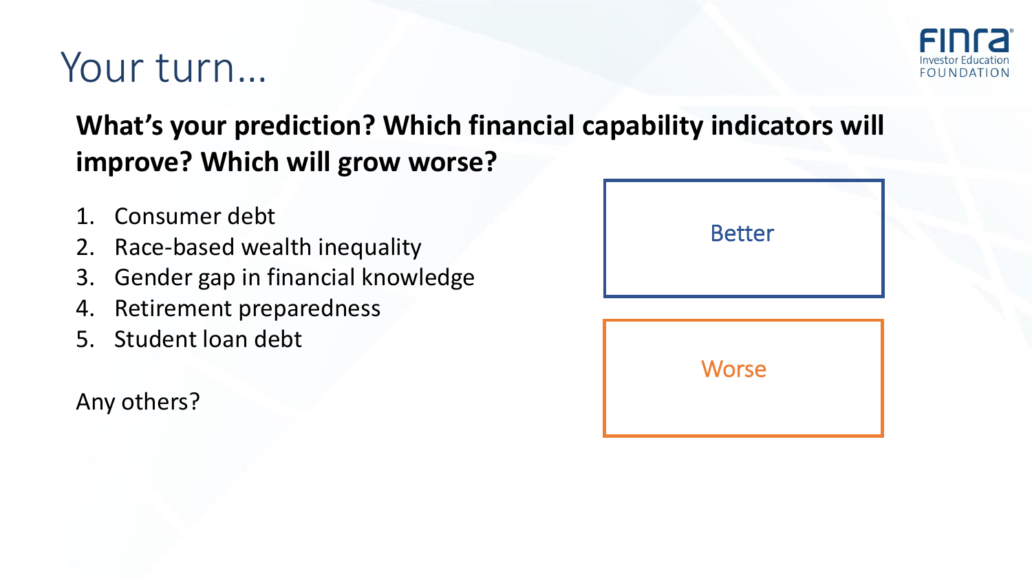# Your turn…

**What's your prediction? Which financial capability indicators will improve? Which will grow worse?**

1. Consumer debt
2. Race-based wealth inequality
3. Gender gap in financial knowledge
4. Retirement preparedness
5. Student loan debt

Any others?

Better

Worse